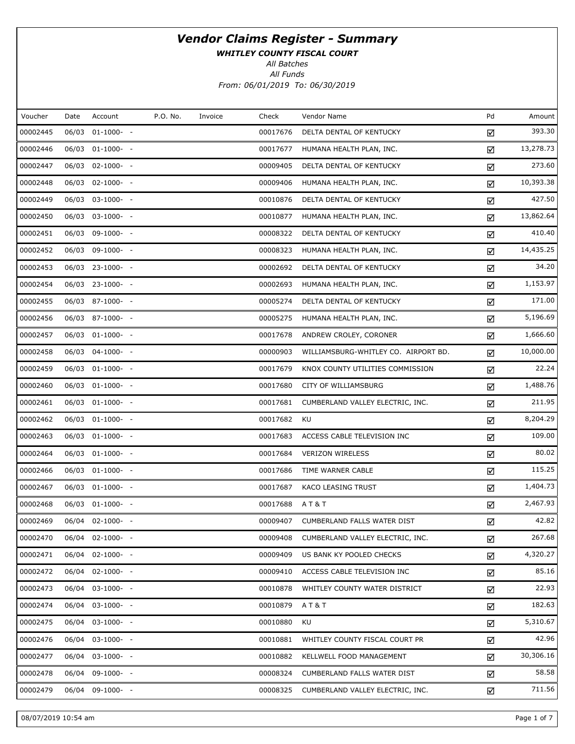# *Vendor Claims Register - Summary*

***WHITLEY COUNTY FISCAL COURT***

*All Batches*

*All Funds*

*From: 06/01/2019 To: 06/30/2019*

| Voucher | Date | Account | P.O. No. | Invoice | Check | Vendor Name | Pd | Amount |
|---|---|---|---|---|---|---|---|---|
| 00002445 | 06/03 | 01-1000- - | | | 00017676 | DELTA DENTAL OF KENTUCKY | ☑ | 393.30 |
| 00002446 | 06/03 | 01-1000- - | | | 00017677 | HUMANA HEALTH PLAN, INC. | ☑ | 13,278.73 |
| 00002447 | 06/03 | 02-1000- - | | | 00009405 | DELTA DENTAL OF KENTUCKY | ☑ | 273.60 |
| 00002448 | 06/03 | 02-1000- - | | | 00009406 | HUMANA HEALTH PLAN, INC. | ☑ | 10,393.38 |
| 00002449 | 06/03 | 03-1000- - | | | 00010876 | DELTA DENTAL OF KENTUCKY | ☑ | 427.50 |
| 00002450 | 06/03 | 03-1000- - | | | 00010877 | HUMANA HEALTH PLAN, INC. | ☑ | 13,862.64 |
| 00002451 | 06/03 | 09-1000- - | | | 00008322 | DELTA DENTAL OF KENTUCKY | ☑ | 410.40 |
| 00002452 | 06/03 | 09-1000- - | | | 00008323 | HUMANA HEALTH PLAN, INC. | ☑ | 14,435.25 |
| 00002453 | 06/03 | 23-1000- - | | | 00002692 | DELTA DENTAL OF KENTUCKY | ☑ | 34.20 |
| 00002454 | 06/03 | 23-1000- - | | | 00002693 | HUMANA HEALTH PLAN, INC. | ☑ | 1,153.97 |
| 00002455 | 06/03 | 87-1000- - | | | 00005274 | DELTA DENTAL OF KENTUCKY | ☑ | 171.00 |
| 00002456 | 06/03 | 87-1000- - | | | 00005275 | HUMANA HEALTH PLAN, INC. | ☑ | 5,196.69 |
| 00002457 | 06/03 | 01-1000- - | | | 00017678 | ANDREW CROLEY, CORONER | ☑ | 1,666.60 |
| 00002458 | 06/03 | 04-1000- - | | | 00000903 | WILLIAMSBURG-WHITLEY CO. AIRPORT BD. | ☑ | 10,000.00 |
| 00002459 | 06/03 | 01-1000- - | | | 00017679 | KNOX COUNTY UTILITIES COMMISSION | ☑ | 22.24 |
| 00002460 | 06/03 | 01-1000- - | | | 00017680 | CITY OF WILLIAMSBURG | ☑ | 1,488.76 |
| 00002461 | 06/03 | 01-1000- - | | | 00017681 | CUMBERLAND VALLEY ELECTRIC, INC. | ☑ | 211.95 |
| 00002462 | 06/03 | 01-1000- - | | | 00017682 | KU | ☑ | 8,204.29 |
| 00002463 | 06/03 | 01-1000- - | | | 00017683 | ACCESS CABLE TELEVISION INC | ☑ | 109.00 |
| 00002464 | 06/03 | 01-1000- - | | | 00017684 | VERIZON WIRELESS | ☑ | 80.02 |
| 00002466 | 06/03 | 01-1000- - | | | 00017686 | TIME WARNER CABLE | ☑ | 115.25 |
| 00002467 | 06/03 | 01-1000- - | | | 00017687 | KACO LEASING TRUST | ☑ | 1,404.73 |
| 00002468 | 06/03 | 01-1000- - | | | 00017688 | A T & T | ☑ | 2,467.93 |
| 00002469 | 06/04 | 02-1000- - | | | 00009407 | CUMBERLAND FALLS WATER DIST | ☑ | 42.82 |
| 00002470 | 06/04 | 02-1000- - | | | 00009408 | CUMBERLAND VALLEY ELECTRIC, INC. | ☑ | 267.68 |
| 00002471 | 06/04 | 02-1000- - | | | 00009409 | US BANK KY POOLED CHECKS | ☑ | 4,320.27 |
| 00002472 | 06/04 | 02-1000- - | | | 00009410 | ACCESS CABLE TELEVISION INC | ☑ | 85.16 |
| 00002473 | 06/04 | 03-1000- - | | | 00010878 | WHITLEY COUNTY WATER DISTRICT | ☑ | 22.93 |
| 00002474 | 06/04 | 03-1000- - | | | 00010879 | A T & T | ☑ | 182.63 |
| 00002475 | 06/04 | 03-1000- - | | | 00010880 | KU | ☑ | 5,310.67 |
| 00002476 | 06/04 | 03-1000- - | | | 00010881 | WHITLEY COUNTY FISCAL COURT PR | ☑ | 42.96 |
| 00002477 | 06/04 | 03-1000- - | | | 00010882 | KELLWELL FOOD MANAGEMENT | ☑ | 30,306.16 |
| 00002478 | 06/04 | 09-1000- - | | | 00008324 | CUMBERLAND FALLS WATER DIST | ☑ | 58.58 |
| 00002479 | 06/04 | 09-1000- - | | | 00008325 | CUMBERLAND VALLEY ELECTRIC, INC. | ☑ | 711.56 |

08/07/2019 10:54 am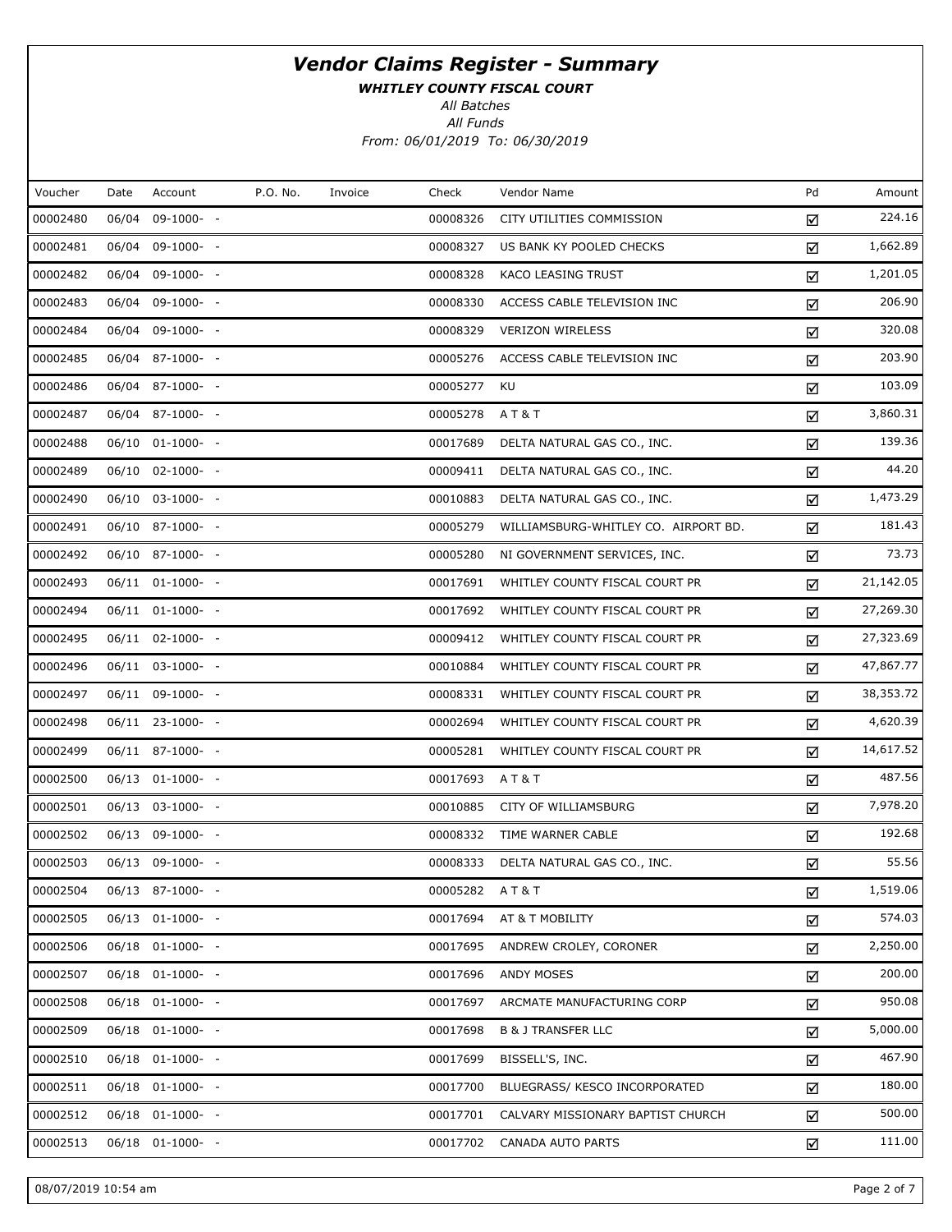# *Vendor Claims Register - Summary*

***WHITLEY COUNTY FISCAL COURT***

*All Batches*

*All Funds*

*From: 06/01/2019 To: 06/30/2019*

| Voucher | Date | Account | P.O. No. | Invoice | Check | Vendor Name | Pd | Amount |
|---|---|---|---|---|---|---|---|---|
| 00002480 | 06/04 | 09-1000- - | | | 00008326 | CITY UTILITIES COMMISSION | ☑ | 224.16 |
| 00002481 | 06/04 | 09-1000- - | | | 00008327 | US BANK KY POOLED CHECKS | ☑ | 1,662.89 |
| 00002482 | 06/04 | 09-1000- - | | | 00008328 | KACO LEASING TRUST | ☑ | 1,201.05 |
| 00002483 | 06/04 | 09-1000- - | | | 00008330 | ACCESS CABLE TELEVISION INC | ☑ | 206.90 |
| 00002484 | 06/04 | 09-1000- - | | | 00008329 | VERIZON WIRELESS | ☑ | 320.08 |
| 00002485 | 06/04 | 87-1000- - | | | 00005276 | ACCESS CABLE TELEVISION INC | ☑ | 203.90 |
| 00002486 | 06/04 | 87-1000- - | | | 00005277 | KU | ☑ | 103.09 |
| 00002487 | 06/04 | 87-1000- - | | | 00005278 | A T & T | ☑ | 3,860.31 |
| 00002488 | 06/10 | 01-1000- - | | | 00017689 | DELTA NATURAL GAS CO., INC. | ☑ | 139.36 |
| 00002489 | 06/10 | 02-1000- - | | | 00009411 | DELTA NATURAL GAS CO., INC. | ☑ | 44.20 |
| 00002490 | 06/10 | 03-1000- - | | | 00010883 | DELTA NATURAL GAS CO., INC. | ☑ | 1,473.29 |
| 00002491 | 06/10 | 87-1000- - | | | 00005279 | WILLIAMSBURG-WHITLEY CO. AIRPORT BD. | ☑ | 181.43 |
| 00002492 | 06/10 | 87-1000- - | | | 00005280 | NI GOVERNMENT SERVICES, INC. | ☑ | 73.73 |
| 00002493 | 06/11 | 01-1000- - | | | 00017691 | WHITLEY COUNTY FISCAL COURT PR | ☑ | 21,142.05 |
| 00002494 | 06/11 | 01-1000- - | | | 00017692 | WHITLEY COUNTY FISCAL COURT PR | ☑ | 27,269.30 |
| 00002495 | 06/11 | 02-1000- - | | | 00009412 | WHITLEY COUNTY FISCAL COURT PR | ☑ | 27,323.69 |
| 00002496 | 06/11 | 03-1000- - | | | 00010884 | WHITLEY COUNTY FISCAL COURT PR | ☑ | 47,867.77 |
| 00002497 | 06/11 | 09-1000- - | | | 00008331 | WHITLEY COUNTY FISCAL COURT PR | ☑ | 38,353.72 |
| 00002498 | 06/11 | 23-1000- - | | | 00002694 | WHITLEY COUNTY FISCAL COURT PR | ☑ | 4,620.39 |
| 00002499 | 06/11 | 87-1000- - | | | 00005281 | WHITLEY COUNTY FISCAL COURT PR | ☑ | 14,617.52 |
| 00002500 | 06/13 | 01-1000- - | | | 00017693 | A T & T | ☑ | 487.56 |
| 00002501 | 06/13 | 03-1000- - | | | 00010885 | CITY OF WILLIAMSBURG | ☑ | 7,978.20 |
| 00002502 | 06/13 | 09-1000- - | | | 00008332 | TIME WARNER CABLE | ☑ | 192.68 |
| 00002503 | 06/13 | 09-1000- - | | | 00008333 | DELTA NATURAL GAS CO., INC. | ☑ | 55.56 |
| 00002504 | 06/13 | 87-1000- - | | | 00005282 | A T & T | ☑ | 1,519.06 |
| 00002505 | 06/13 | 01-1000- - | | | 00017694 | AT & T MOBILITY | ☑ | 574.03 |
| 00002506 | 06/18 | 01-1000- - | | | 00017695 | ANDREW CROLEY, CORONER | ☑ | 2,250.00 |
| 00002507 | 06/18 | 01-1000- - | | | 00017696 | ANDY MOSES | ☑ | 200.00 |
| 00002508 | 06/18 | 01-1000- - | | | 00017697 | ARCMATE MANUFACTURING CORP | ☑ | 950.08 |
| 00002509 | 06/18 | 01-1000- - | | | 00017698 | B & J TRANSFER LLC | ☑ | 5,000.00 |
| 00002510 | 06/18 | 01-1000- - | | | 00017699 | BISSELL'S, INC. | ☑ | 467.90 |
| 00002511 | 06/18 | 01-1000- - | | | 00017700 | BLUEGRASS/ KESCO INCORPORATED | ☑ | 180.00 |
| 00002512 | 06/18 | 01-1000- - | | | 00017701 | CALVARY MISSIONARY BAPTIST CHURCH | ☑ | 500.00 |
| 00002513 | 06/18 | 01-1000- - | | | 00017702 | CANADA AUTO PARTS | ☑ | 111.00 |

08/07/2019 10:54 am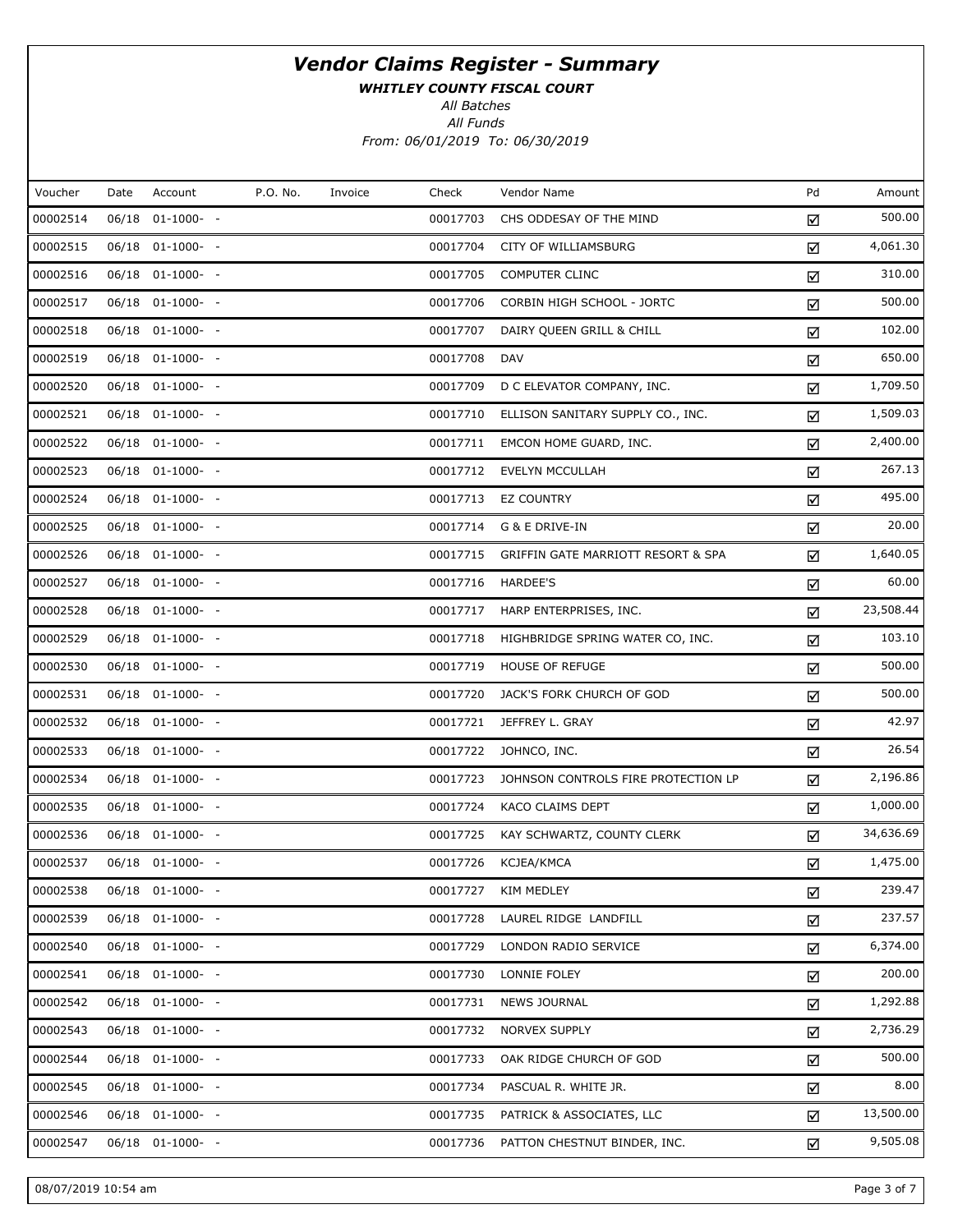# *Vendor Claims Register - Summary*

***WHITLEY COUNTY FISCAL COURT***

*All Batches*

*All Funds*

*From: 06/01/2019 To: 06/30/2019*

| Voucher | Date | Account | P.O. No. | Invoice | Check | Vendor Name | Pd | Amount |
|---|---|---|---|---|---|---|---|---|
| 00002514 | 06/18 | 01-1000- - | | | 00017703 | CHS ODDESAY OF THE MIND | ☑ | 500.00 |
| 00002515 | 06/18 | 01-1000- - | | | 00017704 | CITY OF WILLIAMSBURG | ☑ | 4,061.30 |
| 00002516 | 06/18 | 01-1000- - | | | 00017705 | COMPUTER CLINC | ☑ | 310.00 |
| 00002517 | 06/18 | 01-1000- - | | | 00017706 | CORBIN HIGH SCHOOL - JORTC | ☑ | 500.00 |
| 00002518 | 06/18 | 01-1000- - | | | 00017707 | DAIRY QUEEN GRILL & CHILL | ☑ | 102.00 |
| 00002519 | 06/18 | 01-1000- - | | | 00017708 | DAV | ☑ | 650.00 |
| 00002520 | 06/18 | 01-1000- - | | | 00017709 | D C ELEVATOR COMPANY, INC. | ☑ | 1,709.50 |
| 00002521 | 06/18 | 01-1000- - | | | 00017710 | ELLISON SANITARY SUPPLY CO., INC. | ☑ | 1,509.03 |
| 00002522 | 06/18 | 01-1000- - | | | 00017711 | EMCON HOME GUARD, INC. | ☑ | 2,400.00 |
| 00002523 | 06/18 | 01-1000- - | | | 00017712 | EVELYN MCCULLAH | ☑ | 267.13 |
| 00002524 | 06/18 | 01-1000- - | | | 00017713 | EZ COUNTRY | ☑ | 495.00 |
| 00002525 | 06/18 | 01-1000- - | | | 00017714 | G & E DRIVE-IN | ☑ | 20.00 |
| 00002526 | 06/18 | 01-1000- - | | | 00017715 | GRIFFIN GATE MARRIOTT RESORT & SPA | ☑ | 1,640.05 |
| 00002527 | 06/18 | 01-1000- - | | | 00017716 | HARDEE'S | ☑ | 60.00 |
| 00002528 | 06/18 | 01-1000- - | | | 00017717 | HARP ENTERPRISES, INC. | ☑ | 23,508.44 |
| 00002529 | 06/18 | 01-1000- - | | | 00017718 | HIGHBRIDGE SPRING WATER CO, INC. | ☑ | 103.10 |
| 00002530 | 06/18 | 01-1000- - | | | 00017719 | HOUSE OF REFUGE | ☑ | 500.00 |
| 00002531 | 06/18 | 01-1000- - | | | 00017720 | JACK'S FORK CHURCH OF GOD | ☑ | 500.00 |
| 00002532 | 06/18 | 01-1000- - | | | 00017721 | JEFFREY L. GRAY | ☑ | 42.97 |
| 00002533 | 06/18 | 01-1000- - | | | 00017722 | JOHNCO, INC. | ☑ | 26.54 |
| 00002534 | 06/18 | 01-1000- - | | | 00017723 | JOHNSON CONTROLS FIRE PROTECTION LP | ☑ | 2,196.86 |
| 00002535 | 06/18 | 01-1000- - | | | 00017724 | KACO CLAIMS DEPT | ☑ | 1,000.00 |
| 00002536 | 06/18 | 01-1000- - | | | 00017725 | KAY SCHWARTZ, COUNTY CLERK | ☑ | 34,636.69 |
| 00002537 | 06/18 | 01-1000- - | | | 00017726 | KCJEA/KMCA | ☑ | 1,475.00 |
| 00002538 | 06/18 | 01-1000- - | | | 00017727 | KIM MEDLEY | ☑ | 239.47 |
| 00002539 | 06/18 | 01-1000- - | | | 00017728 | LAUREL RIDGE LANDFILL | ☑ | 237.57 |
| 00002540 | 06/18 | 01-1000- - | | | 00017729 | LONDON RADIO SERVICE | ☑ | 6,374.00 |
| 00002541 | 06/18 | 01-1000- - | | | 00017730 | LONNIE FOLEY | ☑ | 200.00 |
| 00002542 | 06/18 | 01-1000- - | | | 00017731 | NEWS JOURNAL | ☑ | 1,292.88 |
| 00002543 | 06/18 | 01-1000- - | | | 00017732 | NORVEX SUPPLY | ☑ | 2,736.29 |
| 00002544 | 06/18 | 01-1000- - | | | 00017733 | OAK RIDGE CHURCH OF GOD | ☑ | 500.00 |
| 00002545 | 06/18 | 01-1000- - | | | 00017734 | PASCUAL R. WHITE JR. | ☑ | 8.00 |
| 00002546 | 06/18 | 01-1000- - | | | 00017735 | PATRICK & ASSOCIATES, LLC | ☑ | 13,500.00 |
| 00002547 | 06/18 | 01-1000- - | | | 00017736 | PATTON CHESTNUT BINDER, INC. | ☑ | 9,505.08 |

08/07/2019 10:54 am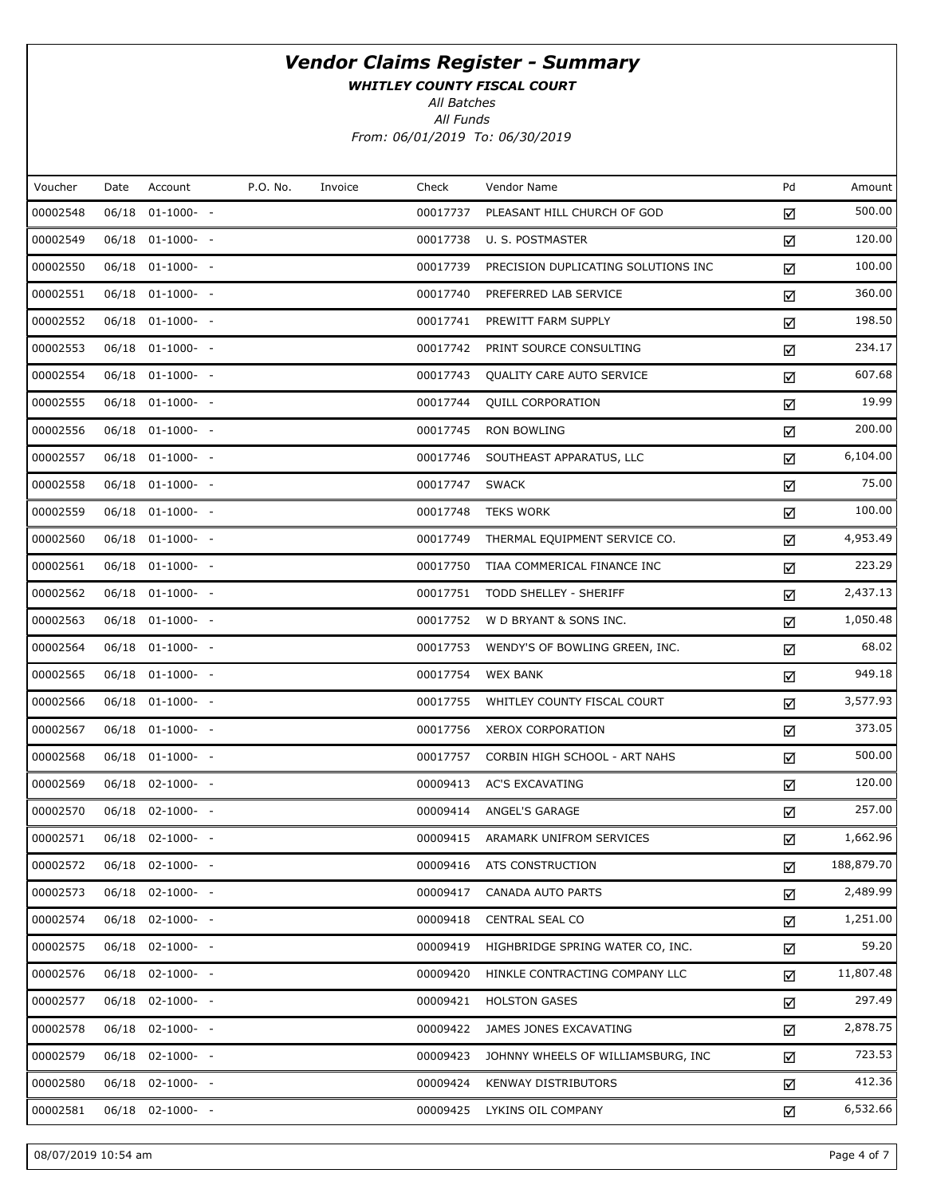# Vendor Claims Register - Summary

***WHITLEY COUNTY FISCAL COURT***

*All Batches*

*All Funds*

*From: 06/01/2019 To: 06/30/2019*

| Voucher | Date | Account | P.O. No. | Invoice | Check | Vendor Name | Pd | Amount |
|---|---|---|---|---|---|---|---|---|
| 00002548 | 06/18 | 01-1000- - | | | 00017737 | PLEASANT HILL CHURCH OF GOD | ☑ | 500.00 |
| 00002549 | 06/18 | 01-1000- - | | | 00017738 | U. S. POSTMASTER | ☑ | 120.00 |
| 00002550 | 06/18 | 01-1000- - | | | 00017739 | PRECISION DUPLICATING SOLUTIONS INC | ☑ | 100.00 |
| 00002551 | 06/18 | 01-1000- - | | | 00017740 | PREFERRED LAB SERVICE | ☑ | 360.00 |
| 00002552 | 06/18 | 01-1000- - | | | 00017741 | PREWITT FARM SUPPLY | ☑ | 198.50 |
| 00002553 | 06/18 | 01-1000- - | | | 00017742 | PRINT SOURCE CONSULTING | ☑ | 234.17 |
| 00002554 | 06/18 | 01-1000- - | | | 00017743 | QUALITY CARE AUTO SERVICE | ☑ | 607.68 |
| 00002555 | 06/18 | 01-1000- - | | | 00017744 | QUILL CORPORATION | ☑ | 19.99 |
| 00002556 | 06/18 | 01-1000- - | | | 00017745 | RON BOWLING | ☑ | 200.00 |
| 00002557 | 06/18 | 01-1000- - | | | 00017746 | SOUTHEAST APPARATUS, LLC | ☑ | 6,104.00 |
| 00002558 | 06/18 | 01-1000- - | | | 00017747 | SWACK | ☑ | 75.00 |
| 00002559 | 06/18 | 01-1000- - | | | 00017748 | TEKS WORK | ☑ | 100.00 |
| 00002560 | 06/18 | 01-1000- - | | | 00017749 | THERMAL EQUIPMENT SERVICE CO. | ☑ | 4,953.49 |
| 00002561 | 06/18 | 01-1000- - | | | 00017750 | TIAA COMMERICAL FINANCE INC | ☑ | 223.29 |
| 00002562 | 06/18 | 01-1000- - | | | 00017751 | TODD SHELLEY - SHERIFF | ☑ | 2,437.13 |
| 00002563 | 06/18 | 01-1000- - | | | 00017752 | W D BRYANT & SONS INC. | ☑ | 1,050.48 |
| 00002564 | 06/18 | 01-1000- - | | | 00017753 | WENDY'S OF BOWLING GREEN, INC. | ☑ | 68.02 |
| 00002565 | 06/18 | 01-1000- - | | | 00017754 | WEX BANK | ☑ | 949.18 |
| 00002566 | 06/18 | 01-1000- - | | | 00017755 | WHITLEY COUNTY FISCAL COURT | ☑ | 3,577.93 |
| 00002567 | 06/18 | 01-1000- - | | | 00017756 | XEROX CORPORATION | ☑ | 373.05 |
| 00002568 | 06/18 | 01-1000- - | | | 00017757 | CORBIN HIGH SCHOOL - ART NAHS | ☑ | 500.00 |
| 00002569 | 06/18 | 02-1000- - | | | 00009413 | AC'S EXCAVATING | ☑ | 120.00 |
| 00002570 | 06/18 | 02-1000- - | | | 00009414 | ANGEL'S GARAGE | ☑ | 257.00 |
| 00002571 | 06/18 | 02-1000- - | | | 00009415 | ARAMARK UNIFROM SERVICES | ☑ | 1,662.96 |
| 00002572 | 06/18 | 02-1000- - | | | 00009416 | ATS CONSTRUCTION | ☑ | 188,879.70 |
| 00002573 | 06/18 | 02-1000- - | | | 00009417 | CANADA AUTO PARTS | ☑ | 2,489.99 |
| 00002574 | 06/18 | 02-1000- - | | | 00009418 | CENTRAL SEAL CO | ☑ | 1,251.00 |
| 00002575 | 06/18 | 02-1000- - | | | 00009419 | HIGHBRIDGE SPRING WATER CO, INC. | ☑ | 59.20 |
| 00002576 | 06/18 | 02-1000- - | | | 00009420 | HINKLE CONTRACTING COMPANY LLC | ☑ | 11,807.48 |
| 00002577 | 06/18 | 02-1000- - | | | 00009421 | HOLSTON GASES | ☑ | 297.49 |
| 00002578 | 06/18 | 02-1000- - | | | 00009422 | JAMES JONES EXCAVATING | ☑ | 2,878.75 |
| 00002579 | 06/18 | 02-1000- - | | | 00009423 | JOHNNY WHEELS OF WILLIAMSBURG, INC | ☑ | 723.53 |
| 00002580 | 06/18 | 02-1000- - | | | 00009424 | KENWAY DISTRIBUTORS | ☑ | 412.36 |
| 00002581 | 06/18 | 02-1000- - | | | 00009425 | LYKINS OIL COMPANY | ☑ | 6,532.66 |

08/07/2019 10:54 am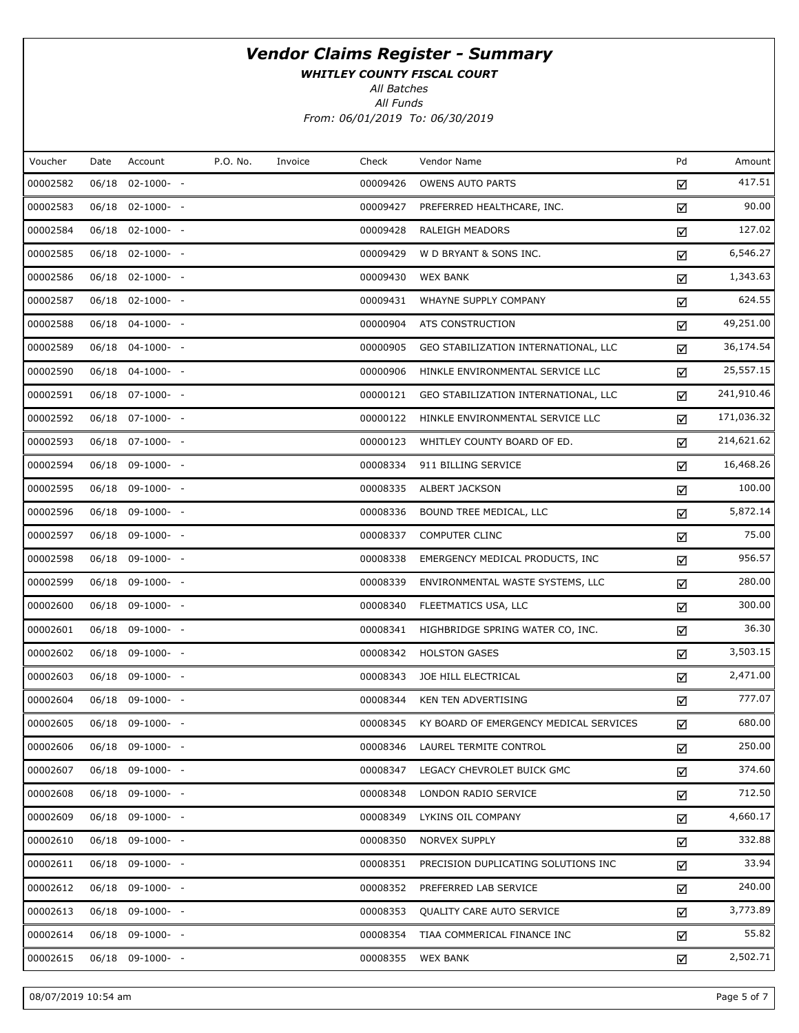# *Vendor Claims Register - Summary*

***WHITLEY COUNTY FISCAL COURT***

*All Batches*

*All Funds*

*From: 06/01/2019 To: 06/30/2019*

| Voucher | Date | Account | P.O. No. | Invoice | Check | Vendor Name | Pd | Amount |
|---|---|---|---|---|---|---|---|---|
| 00002582 | 06/18 | 02-1000- - | | | 00009426 | OWENS AUTO PARTS | ☑ | 417.51 |
| 00002583 | 06/18 | 02-1000- - | | | 00009427 | PREFERRED HEALTHCARE, INC. | ☑ | 90.00 |
| 00002584 | 06/18 | 02-1000- - | | | 00009428 | RALEIGH MEADORS | ☑ | 127.02 |
| 00002585 | 06/18 | 02-1000- - | | | 00009429 | W D BRYANT & SONS INC. | ☑ | 6,546.27 |
| 00002586 | 06/18 | 02-1000- - | | | 00009430 | WEX BANK | ☑ | 1,343.63 |
| 00002587 | 06/18 | 02-1000- - | | | 00009431 | WHAYNE SUPPLY COMPANY | ☑ | 624.55 |
| 00002588 | 06/18 | 04-1000- - | | | 00000904 | ATS CONSTRUCTION | ☑ | 49,251.00 |
| 00002589 | 06/18 | 04-1000- - | | | 00000905 | GEO STABILIZATION INTERNATIONAL, LLC | ☑ | 36,174.54 |
| 00002590 | 06/18 | 04-1000- - | | | 00000906 | HINKLE ENVIRONMENTAL SERVICE LLC | ☑ | 25,557.15 |
| 00002591 | 06/18 | 07-1000- - | | | 00000121 | GEO STABILIZATION INTERNATIONAL, LLC | ☑ | 241,910.46 |
| 00002592 | 06/18 | 07-1000- - | | | 00000122 | HINKLE ENVIRONMENTAL SERVICE LLC | ☑ | 171,036.32 |
| 00002593 | 06/18 | 07-1000- - | | | 00000123 | WHITLEY COUNTY BOARD OF ED. | ☑ | 214,621.62 |
| 00002594 | 06/18 | 09-1000- - | | | 00008334 | 911 BILLING SERVICE | ☑ | 16,468.26 |
| 00002595 | 06/18 | 09-1000- - | | | 00008335 | ALBERT JACKSON | ☑ | 100.00 |
| 00002596 | 06/18 | 09-1000- - | | | 00008336 | BOUND TREE MEDICAL, LLC | ☑ | 5,872.14 |
| 00002597 | 06/18 | 09-1000- - | | | 00008337 | COMPUTER CLINC | ☑ | 75.00 |
| 00002598 | 06/18 | 09-1000- - | | | 00008338 | EMERGENCY MEDICAL PRODUCTS, INC | ☑ | 956.57 |
| 00002599 | 06/18 | 09-1000- - | | | 00008339 | ENVIRONMENTAL WASTE SYSTEMS, LLC | ☑ | 280.00 |
| 00002600 | 06/18 | 09-1000- - | | | 00008340 | FLEETMATICS USA, LLC | ☑ | 300.00 |
| 00002601 | 06/18 | 09-1000- - | | | 00008341 | HIGHBRIDGE SPRING WATER CO, INC. | ☑ | 36.30 |
| 00002602 | 06/18 | 09-1000- - | | | 00008342 | HOLSTON GASES | ☑ | 3,503.15 |
| 00002603 | 06/18 | 09-1000- - | | | 00008343 | JOE HILL ELECTRICAL | ☑ | 2,471.00 |
| 00002604 | 06/18 | 09-1000- - | | | 00008344 | KEN TEN ADVERTISING | ☑ | 777.07 |
| 00002605 | 06/18 | 09-1000- - | | | 00008345 | KY BOARD OF EMERGENCY MEDICAL SERVICES | ☑ | 680.00 |
| 00002606 | 06/18 | 09-1000- - | | | 00008346 | LAUREL TERMITE CONTROL | ☑ | 250.00 |
| 00002607 | 06/18 | 09-1000- - | | | 00008347 | LEGACY CHEVROLET BUICK GMC | ☑ | 374.60 |
| 00002608 | 06/18 | 09-1000- - | | | 00008348 | LONDON RADIO SERVICE | ☑ | 712.50 |
| 00002609 | 06/18 | 09-1000- - | | | 00008349 | LYKINS OIL COMPANY | ☑ | 4,660.17 |
| 00002610 | 06/18 | 09-1000- - | | | 00008350 | NORVEX SUPPLY | ☑ | 332.88 |
| 00002611 | 06/18 | 09-1000- - | | | 00008351 | PRECISION DUPLICATING SOLUTIONS INC | ☑ | 33.94 |
| 00002612 | 06/18 | 09-1000- - | | | 00008352 | PREFERRED LAB SERVICE | ☑ | 240.00 |
| 00002613 | 06/18 | 09-1000- - | | | 00008353 | QUALITY CARE AUTO SERVICE | ☑ | 3,773.89 |
| 00002614 | 06/18 | 09-1000- - | | | 00008354 | TIAA COMMERICAL FINANCE INC | ☑ | 55.82 |
| 00002615 | 06/18 | 09-1000- - | | | 00008355 | WEX BANK | ☑ | 2,502.71 |

08/07/2019 10:54 am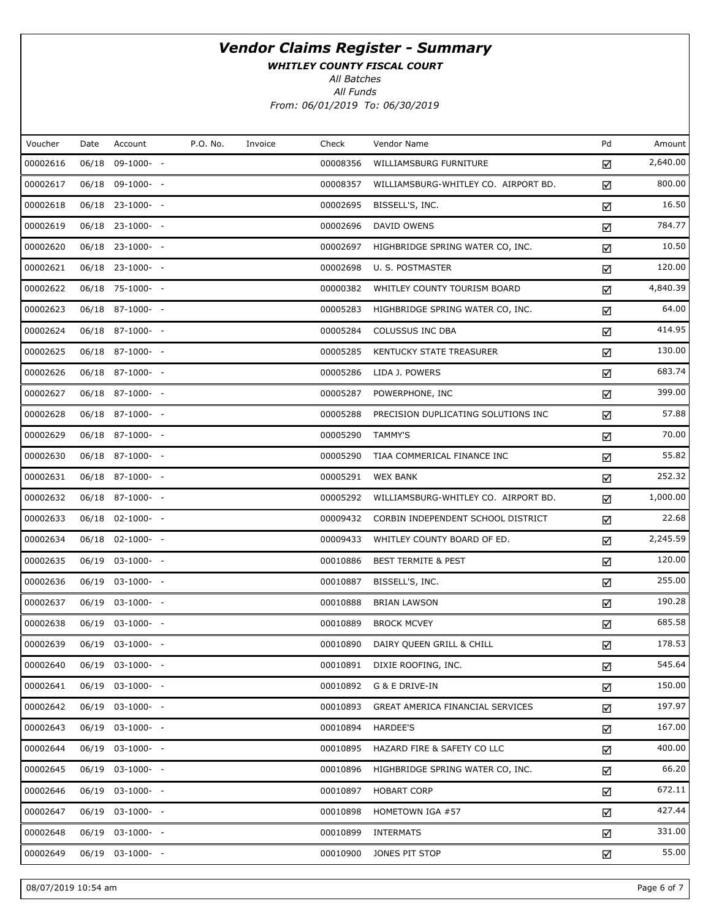# *Vendor Claims Register - Summary*

***WHITLEY COUNTY FISCAL COURT***

*All Batches*

*All Funds*

*From: 06/01/2019 To: 06/30/2019*

| Voucher | Date | Account | P.O. No. | Invoice | Check | Vendor Name | Pd | Amount |
|---|---|---|---|---|---|---|---|---|
| 00002616 | 06/18 | 09-1000- - | | | 00008356 | WILLIAMSBURG FURNITURE | ☑ | 2,640.00 |
| 00002617 | 06/18 | 09-1000- - | | | 00008357 | WILLIAMSBURG-WHITLEY CO. AIRPORT BD. | ☑ | 800.00 |
| 00002618 | 06/18 | 23-1000- - | | | 00002695 | BISSELL'S, INC. | ☑ | 16.50 |
| 00002619 | 06/18 | 23-1000- - | | | 00002696 | DAVID OWENS | ☑ | 784.77 |
| 00002620 | 06/18 | 23-1000- - | | | 00002697 | HIGHBRIDGE SPRING WATER CO, INC. | ☑ | 10.50 |
| 00002621 | 06/18 | 23-1000- - | | | 00002698 | U. S. POSTMASTER | ☑ | 120.00 |
| 00002622 | 06/18 | 75-1000- - | | | 00000382 | WHITLEY COUNTY TOURISM BOARD | ☑ | 4,840.39 |
| 00002623 | 06/18 | 87-1000- - | | | 00005283 | HIGHBRIDGE SPRING WATER CO, INC. | ☑ | 64.00 |
| 00002624 | 06/18 | 87-1000- - | | | 00005284 | COLUSSUS INC DBA | ☑ | 414.95 |
| 00002625 | 06/18 | 87-1000- - | | | 00005285 | KENTUCKY STATE TREASURER | ☑ | 130.00 |
| 00002626 | 06/18 | 87-1000- - | | | 00005286 | LIDA J. POWERS | ☑ | 683.74 |
| 00002627 | 06/18 | 87-1000- - | | | 00005287 | POWERPHONE, INC | ☑ | 399.00 |
| 00002628 | 06/18 | 87-1000- - | | | 00005288 | PRECISION DUPLICATING SOLUTIONS INC | ☑ | 57.88 |
| 00002629 | 06/18 | 87-1000- - | | | 00005290 | TAMMY'S | ☑ | 70.00 |
| 00002630 | 06/18 | 87-1000- - | | | 00005290 | TIAA COMMERICAL FINANCE INC | ☑ | 55.82 |
| 00002631 | 06/18 | 87-1000- - | | | 00005291 | WEX BANK | ☑ | 252.32 |
| 00002632 | 06/18 | 87-1000- - | | | 00005292 | WILLIAMSBURG-WHITLEY CO. AIRPORT BD. | ☑ | 1,000.00 |
| 00002633 | 06/18 | 02-1000- - | | | 00009432 | CORBIN INDEPENDENT SCHOOL DISTRICT | ☑ | 22.68 |
| 00002634 | 06/18 | 02-1000- - | | | 00009433 | WHITLEY COUNTY BOARD OF ED. | ☑ | 2,245.59 |
| 00002635 | 06/19 | 03-1000- - | | | 00010886 | BEST TERMITE & PEST | ☑ | 120.00 |
| 00002636 | 06/19 | 03-1000- - | | | 00010887 | BISSELL'S, INC. | ☑ | 255.00 |
| 00002637 | 06/19 | 03-1000- - | | | 00010888 | BRIAN LAWSON | ☑ | 190.28 |
| 00002638 | 06/19 | 03-1000- - | | | 00010889 | BROCK MCVEY | ☑ | 685.58 |
| 00002639 | 06/19 | 03-1000- - | | | 00010890 | DAIRY QUEEN GRILL & CHILL | ☑ | 178.53 |
| 00002640 | 06/19 | 03-1000- - | | | 00010891 | DIXIE ROOFING, INC. | ☑ | 545.64 |
| 00002641 | 06/19 | 03-1000- - | | | 00010892 | G & E DRIVE-IN | ☑ | 150.00 |
| 00002642 | 06/19 | 03-1000- - | | | 00010893 | GREAT AMERICA FINANCIAL SERVICES | ☑ | 197.97 |
| 00002643 | 06/19 | 03-1000- - | | | 00010894 | HARDEE'S | ☑ | 167.00 |
| 00002644 | 06/19 | 03-1000- - | | | 00010895 | HAZARD FIRE & SAFETY CO LLC | ☑ | 400.00 |
| 00002645 | 06/19 | 03-1000- - | | | 00010896 | HIGHBRIDGE SPRING WATER CO, INC. | ☑ | 66.20 |
| 00002646 | 06/19 | 03-1000- - | | | 00010897 | HOBART CORP | ☑ | 672.11 |
| 00002647 | 06/19 | 03-1000- - | | | 00010898 | HOMETOWN IGA #57 | ☑ | 427.44 |
| 00002648 | 06/19 | 03-1000- - | | | 00010899 | INTERMATS | ☑ | 331.00 |
| 00002649 | 06/19 | 03-1000- - | | | 00010900 | JONES PIT STOP | ☑ | 55.00 |

08/07/2019 10:54 am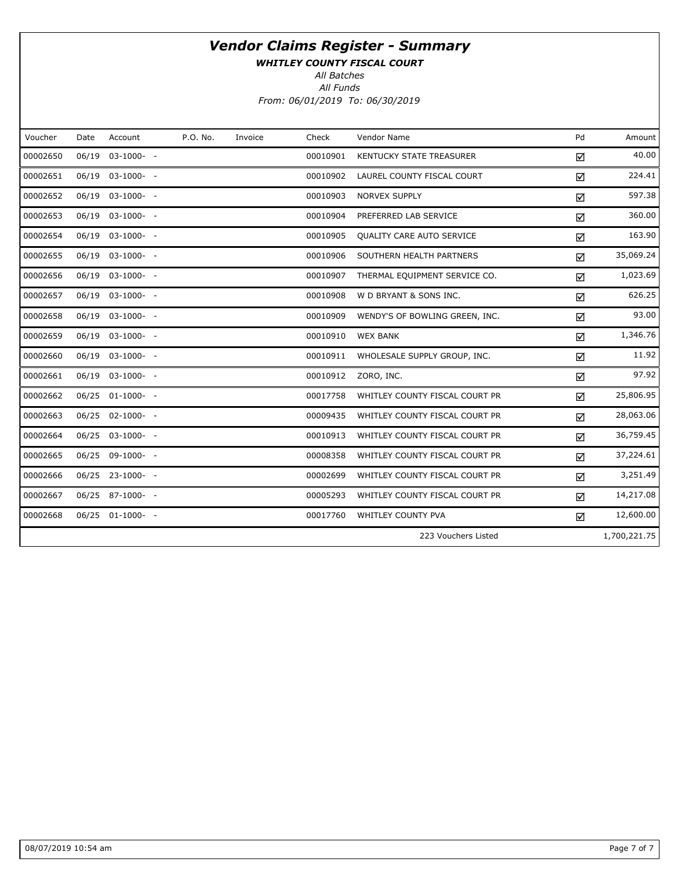# *Vendor Claims Register - Summary*

***WHITLEY COUNTY FISCAL COURT***

*All Batches*

*All Funds*

*From: 06/01/2019 To: 06/30/2019*

| Voucher | Date | Account | P.O. No. | Invoice | Check | Vendor Name | Pd | Amount |
|---|---|---|---|---|---|---|---|---|
| 00002650 | 06/19 | 03-1000- - | | | 00010901 | KENTUCKY STATE TREASURER | ☑ | 40.00 |
| 00002651 | 06/19 | 03-1000- - | | | 00010902 | LAUREL COUNTY FISCAL COURT | ☑ | 224.41 |
| 00002652 | 06/19 | 03-1000- - | | | 00010903 | NORVEX SUPPLY | ☑ | 597.38 |
| 00002653 | 06/19 | 03-1000- - | | | 00010904 | PREFERRED LAB SERVICE | ☑ | 360.00 |
| 00002654 | 06/19 | 03-1000- - | | | 00010905 | QUALITY CARE AUTO SERVICE | ☑ | 163.90 |
| 00002655 | 06/19 | 03-1000- - | | | 00010906 | SOUTHERN HEALTH PARTNERS | ☑ | 35,069.24 |
| 00002656 | 06/19 | 03-1000- - | | | 00010907 | THERMAL EQUIPMENT SERVICE CO. | ☑ | 1,023.69 |
| 00002657 | 06/19 | 03-1000- - | | | 00010908 | W D BRYANT & SONS INC. | ☑ | 626.25 |
| 00002658 | 06/19 | 03-1000- - | | | 00010909 | WENDY'S OF BOWLING GREEN, INC. | ☑ | 93.00 |
| 00002659 | 06/19 | 03-1000- - | | | 00010910 | WEX BANK | ☑ | 1,346.76 |
| 00002660 | 06/19 | 03-1000- - | | | 00010911 | WHOLESALE SUPPLY GROUP, INC. | ☑ | 11.92 |
| 00002661 | 06/19 | 03-1000- - | | | 00010912 | ZORO, INC. | ☑ | 97.92 |
| 00002662 | 06/25 | 01-1000- - | | | 00017758 | WHITLEY COUNTY FISCAL COURT PR | ☑ | 25,806.95 |
| 00002663 | 06/25 | 02-1000- - | | | 00009435 | WHITLEY COUNTY FISCAL COURT PR | ☑ | 28,063.06 |
| 00002664 | 06/25 | 03-1000- - | | | 00010913 | WHITLEY COUNTY FISCAL COURT PR | ☑ | 36,759.45 |
| 00002665 | 06/25 | 09-1000- - | | | 00008358 | WHITLEY COUNTY FISCAL COURT PR | ☑ | 37,224.61 |
| 00002666 | 06/25 | 23-1000- - | | | 00002699 | WHITLEY COUNTY FISCAL COURT PR | ☑ | 3,251.49 |
| 00002667 | 06/25 | 87-1000- - | | | 00005293 | WHITLEY COUNTY FISCAL COURT PR | ☑ | 14,217.08 |
| 00002668 | 06/25 | 01-1000- - | | | 00017760 | WHITLEY COUNTY PVA | ☑ | 12,600.00 |
| | | | | | | 223 Vouchers Listed | | 1,700,221.75 |

08/07/2019 10:54 am